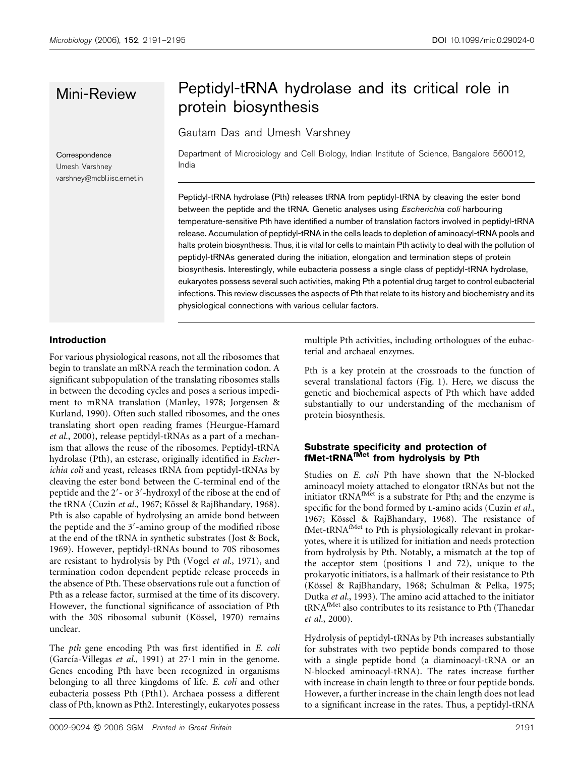# Mini-Review

# Peptidyl-tRNA hydrolase and its critical role in protein biosynthesis

Gautam Das and Umesh Varshney

Department of Microbiology and Cell Biology, Indian Institute of Science, Bangalore 560012, India

Correspondence
Umesh Varshney
varshney@mcbl.iisc.ernet.in

Peptidyl-tRNA hydrolase (Pth) releases tRNA from peptidyl-tRNA by cleaving the ester bond between the peptide and the tRNA. Genetic analyses using *Escherichia coli* harbouring temperature-sensitive Pth have identified a number of translation factors involved in peptidyl-tRNA release. Accumulation of peptidyl-tRNA in the cells leads to depletion of aminoacyl-tRNA pools and halts protein biosynthesis. Thus, it is vital for cells to maintain Pth activity to deal with the pollution of peptidyl-tRNAs generated during the initiation, elongation and termination steps of protein biosynthesis. Interestingly, while eubacteria possess a single class of peptidyl-tRNA hydrolase, eukaryotes possess several such activities, making Pth a potential drug target to control eubacterial infections. This review discusses the aspects of Pth that relate to its history and biochemistry and its physiological connections with various cellular factors.

## Introduction

For various physiological reasons, not all the ribosomes that begin to translate an mRNA reach the termination codon. A significant subpopulation of the translating ribosomes stalls in between the decoding cycles and poses a serious impediment to mRNA translation (Manley, 1978; Jorgensen & Kurland, 1990). Often such stalled ribosomes, and the ones translating short open reading frames (Heurgue-Hamard *et al.*, 2000), release peptidyl-tRNAs as a part of a mechanism that allows the reuse of the ribosomes. Peptidyl-tRNA hydrolase (Pth), an esterase, originally identified in *Escherichia coli* and yeast, releases tRNA from peptidyl-tRNAs by cleaving the ester bond between the C-terminal end of the peptide and the 2′- or 3′-hydroxyl of the ribose at the end of the tRNA (Cuzin *et al.*, 1967; Kössel & RajBhandary, 1968). Pth is also capable of hydrolysing an amide bond between the peptide and the 3′-amino group of the modified ribose at the end of the tRNA in synthetic substrates (Jost & Bock, 1969). However, peptidyl-tRNAs bound to 70S ribosomes are resistant to hydrolysis by Pth (Vogel *et al.*, 1971), and termination codon dependent peptide release proceeds in the absence of Pth. These observations rule out a function of Pth as a release factor, surmised at the time of its discovery. However, the functional significance of association of Pth with the 30S ribosomal subunit (Kössel, 1970) remains unclear.

The *pth* gene encoding Pth was first identified in *E. coli* (García-Villegas *et al.*, 1991) at 27·1 min in the genome. Genes encoding Pth have been recognized in organisms belonging to all three kingdoms of life. *E. coli* and other eubacteria possess Pth (Pth1). Archaea possess a different class of Pth, known as Pth2. Interestingly, eukaryotes possess multiple Pth activities, including orthologues of the eubacterial and archaeal enzymes.

Pth is a key protein at the crossroads to the function of several translational factors (Fig. 1). Here, we discuss the genetic and biochemical aspects of Pth which have added substantially to our understanding of the mechanism of protein biosynthesis.

## Substrate specificity and protection of fMet-tRNA$^{fMet}$ from hydrolysis by Pth

Studies on *E. coli* Pth have shown that the N-blocked aminoacyl moiety attached to elongator tRNAs but not the initiator tRNA$^{fMet}$ is a substrate for Pth; and the enzyme is specific for the bond formed by L-amino acids (Cuzin *et al.*, 1967; Kössel & RajBhandary, 1968). The resistance of fMet-tRNA$^{fMet}$ to Pth is physiologically relevant in prokaryotes, where it is utilized for initiation and needs protection from hydrolysis by Pth. Notably, a mismatch at the top of the acceptor stem (positions 1 and 72), unique to the prokaryotic initiators, is a hallmark of their resistance to Pth (Kössel & RajBhandary, 1968; Schulman & Pelka, 1975; Dutka *et al.*, 1993). The amino acid attached to the initiator tRNA$^{fMet}$ also contributes to its resistance to Pth (Thanedar *et al.*, 2000).

Hydrolysis of peptidyl-tRNAs by Pth increases substantially for substrates with two peptide bonds compared to those with a single peptide bond (a diaminoacyl-tRNA or an N-blocked aminoacyl-tRNA). The rates increase further with increase in chain length to three or four peptide bonds. However, a further increase in the chain length does not lead to a significant increase in the rates. Thus, a peptidyl-tRNA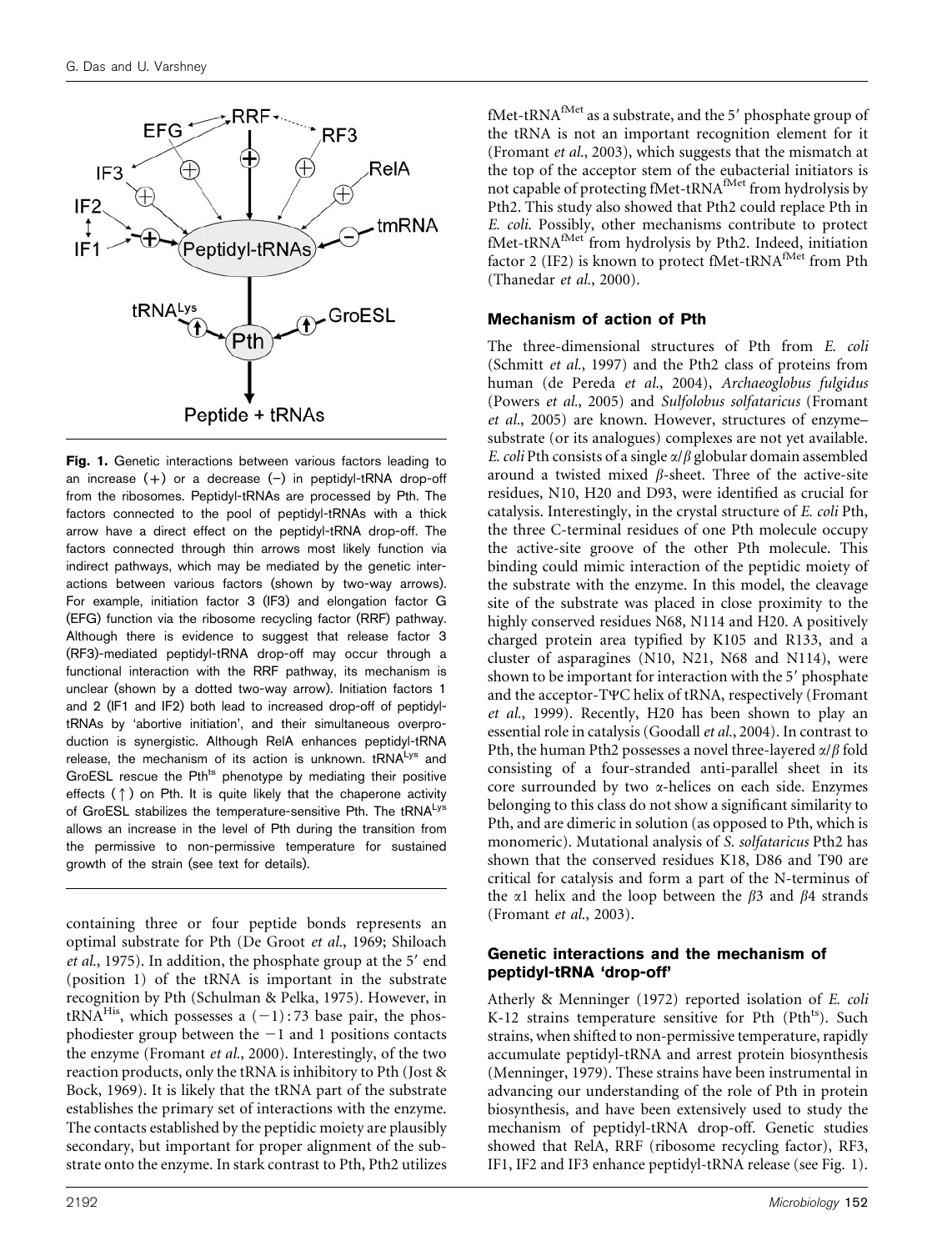**Fig. 1.** Genetic interactions between various factors leading to an increase (+) or a decrease (–) in peptidyl-tRNA drop-off from the ribosomes. Peptidyl-tRNAs are processed by Pth. The factors connected to the pool of peptidyl-tRNAs with a thick arrow have a direct effect on the peptidyl-tRNA drop-off. The factors connected through thin arrows most likely function via indirect pathways, which may be mediated by the genetic interactions between various factors (shown by two-way arrows). For example, initiation factor 3 (IF3) and elongation factor G (EFG) function via the ribosome recycling factor (RRF) pathway. Although there is evidence to suggest that release factor 3 (RF3)-mediated peptidyl-tRNA drop-off may occur through a functional interaction with the RRF pathway, its mechanism is unclear (shown by a dotted two-way arrow). Initiation factors 1 and 2 (IF1 and IF2) both lead to increased drop-off of peptidyl-tRNAs by 'abortive initiation', and their simultaneous overproduction is synergistic. Although RelA enhances peptidyl-tRNA release, the mechanism of its action is unknown. $tRNA^{Lys}$ and GroESL rescue the $Pth^{ts}$ phenotype by mediating their positive effects (↑) on Pth. It is quite likely that the chaperone activity of GroESL stabilizes the temperature-sensitive Pth. The $tRNA^{Lys}$ allows an increase in the level of Pth during the transition from the permissive to non-permissive temperature for sustained growth of the strain (see text for details).

containing three or four peptide bonds represents an optimal substrate for Pth (De Groot *et al.*, 1969; Shiloach *et al.*, 1975). In addition, the phosphate group at the 5′ end (position 1) of the tRNA is important in the substrate recognition by Pth (Schulman & Pelka, 1975). However, in $tRNA^{His}$, which possesses a (−1):73 base pair, the phosphodiester group between the −1 and 1 positions contacts the enzyme (Fromant *et al.*, 2000). Interestingly, of the two reaction products, only the tRNA is inhibitory to Pth (Jost & Bock, 1969). It is likely that the tRNA part of the substrate establishes the primary set of interactions with the enzyme. The contacts established by the peptidic moiety are plausibly secondary, but important for proper alignment of the substrate onto the enzyme. In stark contrast to Pth, Pth2 utilizes fMet-$tRNA^{fMet}$ as a substrate, and the 5′ phosphate group of the tRNA is not an important recognition element for it (Fromant *et al.*, 2003), which suggests that the mismatch at the top of the acceptor stem of the eubacterial initiators is not capable of protecting fMet-$tRNA^{fMet}$ from hydrolysis by Pth2. This study also showed that Pth2 could replace Pth in *E. coli*. Possibly, other mechanisms contribute to protect fMet-$tRNA^{fMet}$ from hydrolysis by Pth2. Indeed, initiation factor 2 (IF2) is known to protect fMet-$tRNA^{fMet}$ from Pth (Thanedar *et al.*, 2000).

## Mechanism of action of Pth

The three-dimensional structures of Pth from *E. coli* (Schmitt *et al.*, 1997) and the Pth2 class of proteins from human (de Pereda *et al.*, 2004), *Archaeoglobus fulgidus* (Powers *et al.*, 2005) and *Sulfolobus solfataricus* (Fromant *et al.*, 2005) are known. However, structures of enzyme–substrate (or its analogues) complexes are not yet available. *E. coli* Pth consists of a single $\alpha/\beta$ globular domain assembled around a twisted mixed $\beta$-sheet. Three of the active-site residues, N10, H20 and D93, were identified as crucial for catalysis. Interestingly, in the crystal structure of *E. coli* Pth, the three C-terminal residues of one Pth molecule occupy the active-site groove of the other Pth molecule. This binding could mimic interaction of the peptidic moiety of the substrate with the enzyme. In this model, the cleavage site of the substrate was placed in close proximity to the highly conserved residues N68, N114 and H20. A positively charged protein area typified by K105 and R133, and a cluster of asparagines (N10, N21, N68 and N114), were shown to be important for interaction with the 5′ phosphate and the acceptor-TΨC helix of tRNA, respectively (Fromant *et al.*, 1999). Recently, H20 has been shown to play an essential role in catalysis (Goodall *et al.*, 2004). In contrast to Pth, the human Pth2 possesses a novel three-layered $\alpha/\beta$ fold consisting of a four-stranded anti-parallel sheet in its core surrounded by two $\alpha$-helices on each side. Enzymes belonging to this class do not show a significant similarity to Pth, and are dimeric in solution (as opposed to Pth, which is monomeric). Mutational analysis of *S. solfataricus* Pth2 has shown that the conserved residues K18, D86 and T90 are critical for catalysis and form a part of the N-terminus of the $\alpha$1 helix and the loop between the $\beta$3 and $\beta$4 strands (Fromant *et al.*, 2003).

## Genetic interactions and the mechanism of peptidyl-tRNA 'drop-off'

Atherly & Menninger (1972) reported isolation of *E. coli* K-12 strains temperature sensitive for Pth ($Pth^{ts}$). Such strains, when shifted to non-permissive temperature, rapidly accumulate peptidyl-tRNA and arrest protein biosynthesis (Menninger, 1979). These strains have been instrumental in advancing our understanding of the role of Pth in protein biosynthesis, and have been extensively used to study the mechanism of peptidyl-tRNA drop-off. Genetic studies showed that RelA, RRF (ribosome recycling factor), RF3, IF1, IF2 and IF3 enhance peptidyl-tRNA release (see Fig. 1).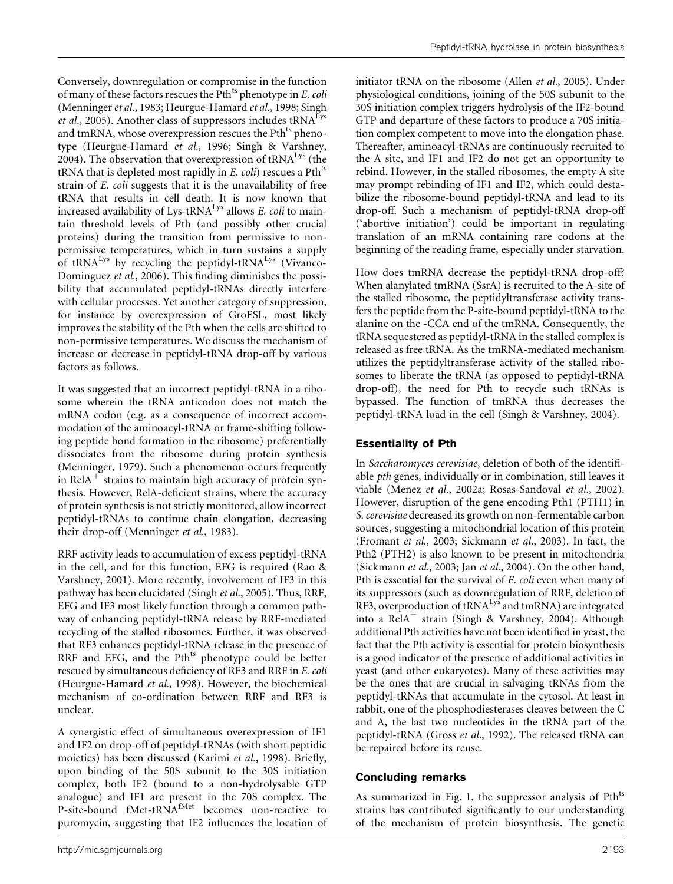Conversely, downregulation or compromise in the function of many of these factors rescues the $Pth^{ts}$ phenotype in *E. coli* (Menninger *et al.*, 1983; Heurgue-Hamard *et al.*, 1998; Singh *et al.*, 2005). Another class of suppressors includes $tRNA^{Lys}$ and tmRNA, whose overexpression rescues the $Pth^{ts}$ phenotype (Heurgue-Hamard *et al.*, 1996; Singh & Varshney, 2004). The observation that overexpression of $tRNA^{Lys}$ (the tRNA that is depleted most rapidly in *E. coli*) rescues a $Pth^{ts}$ strain of *E. coli* suggests that it is the unavailability of free tRNA that results in cell death. It is now known that increased availability of $Lys\text{-}tRNA^{Lys}$ allows *E. coli* to maintain threshold levels of Pth (and possibly other crucial proteins) during the transition from permissive to non-permissive temperatures, which in turn sustains a supply of $tRNA^{Lys}$ by recycling the $peptidyl\text{-}tRNA^{Lys}$ (Vivanco-Dominguez *et al.*, 2006). This finding diminishes the possibility that accumulated peptidyl-tRNAs directly interfere with cellular processes. Yet another category of suppression, for instance by overexpression of GroESL, most likely improves the stability of the Pth when the cells are shifted to non-permissive temperatures. We discuss the mechanism of increase or decrease in peptidyl-tRNA drop-off by various factors as follows.

It was suggested that an incorrect peptidyl-tRNA in a ribosome wherein the tRNA anticodon does not match the mRNA codon (e.g. as a consequence of incorrect accommodation of the aminoacyl-tRNA or frame-shifting following peptide bond formation in the ribosome) preferentially dissociates from the ribosome during protein synthesis (Menninger, 1979). Such a phenomenon occurs frequently in $RelA^+$ strains to maintain high accuracy of protein synthesis. However, RelA-deficient strains, where the accuracy of protein synthesis is not strictly monitored, allow incorrect peptidyl-tRNAs to continue chain elongation, decreasing their drop-off (Menninger *et al.*, 1983).

RRF activity leads to accumulation of excess peptidyl-tRNA in the cell, and for this function, EFG is required (Rao & Varshney, 2001). More recently, involvement of IF3 in this pathway has been elucidated (Singh *et al.*, 2005). Thus, RRF, EFG and IF3 most likely function through a common pathway of enhancing peptidyl-tRNA release by RRF-mediated recycling of the stalled ribosomes. Further, it was observed that RF3 enhances peptidyl-tRNA release in the presence of RRF and EFG, and the $Pth^{ts}$ phenotype could be better rescued by simultaneous deficiency of RF3 and RRF in *E. coli* (Heurgue-Hamard *et al.*, 1998). However, the biochemical mechanism of co-ordination between RRF and RF3 is unclear.

A synergistic effect of simultaneous overexpression of IF1 and IF2 on drop-off of peptidyl-tRNAs (with short peptidic moieties) has been discussed (Karimi *et al.*, 1998). Briefly, upon binding of the 50S subunit to the 30S initiation complex, both IF2 (bound to a non-hydrolysable GTP analogue) and IF1 are present in the 70S complex. The P-site-bound $fMet\text{-}tRNA^{fMet}$ becomes non-reactive to puromycin, suggesting that IF2 influences the location of initiator tRNA on the ribosome (Allen *et al.*, 2005). Under physiological conditions, joining of the 50S subunit to the 30S initiation complex triggers hydrolysis of the IF2-bound GTP and departure of these factors to produce a 70S initiation complex competent to move into the elongation phase. Thereafter, aminoacyl-tRNAs are continuously recruited to the A site, and IF1 and IF2 do not get an opportunity to rebind. However, in the stalled ribosomes, the empty A site may prompt rebinding of IF1 and IF2, which could destabilize the ribosome-bound peptidyl-tRNA and lead to its drop-off. Such a mechanism of peptidyl-tRNA drop-off ('abortive initiation') could be important in regulating translation of an mRNA containing rare codons at the beginning of the reading frame, especially under starvation.

How does tmRNA decrease the peptidyl-tRNA drop-off? When alanylated tmRNA (SsrA) is recruited to the A-site of the stalled ribosome, the peptidyltransferase activity transfers the peptide from the P-site-bound peptidyl-tRNA to the alanine on the -CCA end of the tmRNA. Consequently, the tRNA sequestered as peptidyl-tRNA in the stalled complex is released as free tRNA. As the tmRNA-mediated mechanism utilizes the peptidyltransferase activity of the stalled ribosomes to liberate the tRNA (as opposed to peptidyl-tRNA drop-off), the need for Pth to recycle such tRNAs is bypassed. The function of tmRNA thus decreases the peptidyl-tRNA load in the cell (Singh & Varshney, 2004).

## Essentiality of Pth

In *Saccharomyces cerevisiae*, deletion of both of the identifiable *pth* genes, individually or in combination, still leaves it viable (Menez *et al.*, 2002a; Rosas-Sandoval *et al.*, 2002). However, disruption of the gene encoding Pth1 (PTH1) in *S. cerevisiae* decreased its growth on non-fermentable carbon sources, suggesting a mitochondrial location of this protein (Fromant *et al.*, 2003; Sickmann *et al.*, 2003). In fact, the Pth2 (PTH2) is also known to be present in mitochondria (Sickmann *et al.*, 2003; Jan *et al.*, 2004). On the other hand, Pth is essential for the survival of *E. coli* even when many of its suppressors (such as downregulation of RRF, deletion of RF3, overproduction of $tRNA^{Lys}$ and tmRNA) are integrated into a $RelA^-$ strain (Singh & Varshney, 2004). Although additional Pth activities have not been identified in yeast, the fact that the Pth activity is essential for protein biosynthesis is a good indicator of the presence of additional activities in yeast (and other eukaryotes). Many of these activities may be the ones that are crucial in salvaging tRNAs from the peptidyl-tRNAs that accumulate in the cytosol. At least in rabbit, one of the phosphodiesterases cleaves between the C and A, the last two nucleotides in the tRNA part of the peptidyl-tRNA (Gross *et al.*, 1992). The released tRNA can be repaired before its reuse.

## Concluding remarks

As summarized in Fig. 1, the suppressor analysis of $Pth^{ts}$ strains has contributed significantly to our understanding of the mechanism of protein biosynthesis. The genetic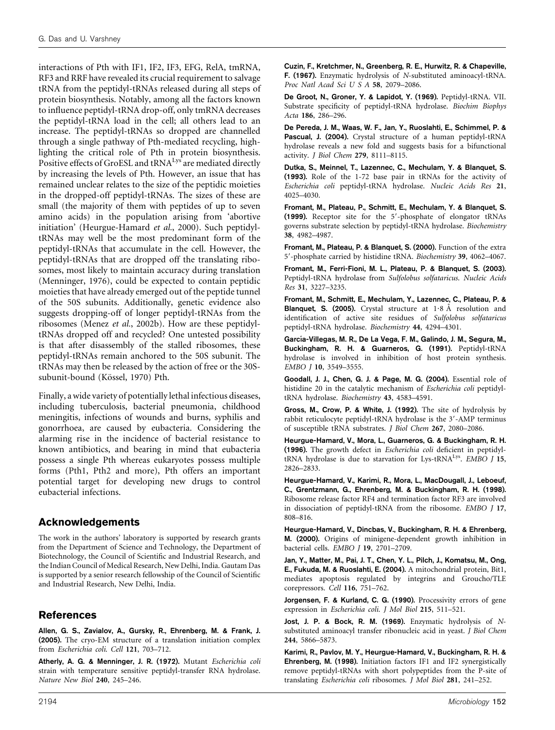interactions of Pth with IF1, IF2, IF3, EFG, RelA, tmRNA, RF3 and RRF have revealed its crucial requirement to salvage tRNA from the peptidyl-tRNAs released during all steps of protein biosynthesis. Notably, among all the factors known to influence peptidyl-tRNA drop-off, only tmRNA decreases the peptidyl-tRNA load in the cell; all others lead to an increase. The peptidyl-tRNAs so dropped are channelled through a single pathway of Pth-mediated recycling, highlighting the critical role of Pth in protein biosynthesis. Positive effects of GroESL and $tRNA^{Lys}$ are mediated directly by increasing the levels of Pth. However, an issue that has remained unclear relates to the size of the peptidic moieties in the dropped-off peptidyl-tRNAs. The sizes of these are small (the majority of them with peptides of up to seven amino acids) in the population arising from 'abortive initiation' (Heurgue-Hamard *et al.*, 2000). Such peptidyl-tRNAs may well be the most predominant form of the peptidyl-tRNAs that accumulate in the cell. However, the peptidyl-tRNAs that are dropped off the translating ribosomes, most likely to maintain accuracy during translation (Menninger, 1976), could be expected to contain peptidic moieties that have already emerged out of the peptide tunnel of the 50S subunits. Additionally, genetic evidence also suggests dropping-off of longer peptidyl-tRNAs from the ribosomes (Menez *et al.*, 2002b). How are these peptidyl-tRNAs dropped off and recycled? One untested possibility is that after disassembly of the stalled ribosomes, these peptidyl-tRNAs remain anchored to the 50S subunit. The tRNAs may then be released by the action of free or the 30S-subunit-bound (Kössel, 1970) Pth.

Finally, a wide variety of potentially lethal infectious diseases, including tuberculosis, bacterial pneumonia, childhood meningitis, infections of wounds and burns, syphilis and gonorrhoea, are caused by eubacteria. Considering the alarming rise in the incidence of bacterial resistance to known antibiotics, and bearing in mind that eubacteria possess a single Pth whereas eukaryotes possess multiple forms (Pth1, Pth2 and more), Pth offers an important potential target for developing new drugs to control eubacterial infections.

## Acknowledgements

The work in the authors' laboratory is supported by research grants from the Department of Science and Technology, the Department of Biotechnology, the Council of Scientific and Industrial Research, and the Indian Council of Medical Research, New Delhi, India. Gautam Das is supported by a senior research fellowship of the Council of Scientific and Industrial Research, New Delhi, India.

## References

**Allen, G. S., Zavialov, A., Gursky, R., Ehrenberg, M. & Frank, J. (2005).** The cryo-EM structure of a translation initiation complex from *Escherichia coli*. *Cell* **121**, 703–712.

**Atherly, A. G. & Menninger, J. R. (1972).** Mutant *Escherichia coli* strain with temperature sensitive peptidyl-transfer RNA hydrolase. *Nature New Biol* **240**, 245–246.

**Cuzin, F., Kretchmer, N., Greenberg, R. E., Hurwitz, R. & Chapeville, F. (1967).** Enzymatic hydrolysis of *N*-substituted aminoacyl-tRNA. *Proc Natl Acad Sci U S A* **58**, 2079–2086.

**De Groot, N., Groner, Y. & Lapidot, Y. (1969).** Peptidyl-tRNA. VII. Substrate specificity of peptidyl-tRNA hydrolase. *Biochim Biophys Acta* **186**, 286–296.

**De Pereda, J. M., Waas, W. F., Jan, Y., Ruoslahti, E., Schimmel, P. & Pascual, J. (2004).** Crystal structure of a human peptidyl-tRNA hydrolase reveals a new fold and suggests basis for a bifunctional activity. *J Biol Chem* **279**, 8111–8115.

**Dutka, S., Meinnel, T., Lazennec, C., Mechulam, Y. & Blanquet, S. (1993).** Role of the 1-72 base pair in tRNAs for the activity of *Escherichia coli* peptidyl-tRNA hydrolase. *Nucleic Acids Res* **21**, 4025–4030.

**Fromant, M., Plateau, P., Schmitt, E., Mechulam, Y. & Blanquet, S. (1999).** Receptor site for the 5′-phosphate of elongator tRNAs governs substrate selection by peptidyl-tRNA hydrolase. *Biochemistry* **38**, 4982–4987.

**Fromant, M., Plateau, P. & Blanquet, S. (2000).** Function of the extra 5′-phosphate carried by histidine tRNA. *Biochemistry* **39**, 4062–4067.

**Fromant, M., Ferri-Fioni, M. L., Plateau, P. & Blanquet, S. (2003).** Peptidyl-tRNA hydrolase from *Sulfolobus solfataricus*. *Nucleic Acids Res* **31**, 3227–3235.

**Fromant, M., Schmitt, E., Mechulam, Y., Lazennec, C., Plateau, P. & Blanquet, S. (2005).** Crystal structure at 1·8 Å resolution and identification of active site residues of *Sulfolobus solfataricus* peptidyl-tRNA hydrolase. *Biochemistry* **44**, 4294–4301.

**García-Villegas, M. R., De La Vega, F. M., Galindo, J. M., Segura, M., Buckingham, R. H. & Guarneros, G. (1991).** Peptidyl-tRNA hydrolase is involved in inhibition of host protein synthesis. *EMBO J* **10**, 3549–3555.

**Goodall, J. J., Chen, G. J. & Page, M. G. (2004).** Essential role of histidine 20 in the catalytic mechanism of *Escherichia coli* peptidyl-tRNA hydrolase. *Biochemistry* **43**, 4583–4591.

**Gross, M., Crow, P. & White, J. (1992).** The site of hydrolysis by rabbit reticulocyte peptidyl-tRNA hydrolase is the 3′-AMP terminus of susceptible tRNA substrates. *J Biol Chem* **267**, 2080–2086.

**Heurgue-Hamard, V., Mora, L., Guarneros, G. & Buckingham, R. H. (1996).** The growth defect in *Escherichia coli* deficient in peptidyl-tRNA hydrolase is due to starvation for Lys-$tRNA^{Lys}$. *EMBO J* **15**, 2826–2833.

**Heurgue-Hamard, V., Karimi, R., Mora, L., MacDougall, J., Leboeuf, C., Grentzmann, G., Ehrenberg, M. & Buckingham, R. H. (1998).** Ribosome release factor RF4 and termination factor RF3 are involved in dissociation of peptidyl-tRNA from the ribosome. *EMBO J* **17**, 808–816.

**Heurgue-Hamard, V., Dincbas, V., Buckingham, R. H. & Ehrenberg, M. (2000).** Origins of minigene-dependent growth inhibition in bacterial cells. *EMBO J* **19**, 2701–2709.

**Jan, Y., Matter, M., Pai, J. T., Chen, Y. L., Pilch, J., Komatsu, M., Ong, E., Fukuda, M. & Ruoslahti, E. (2004).** A mitochondrial protein, Bit1, mediates apoptosis regulated by integrins and Groucho/TLE corepressors. *Cell* **116**, 751–762.

**Jorgensen, F. & Kurland, C. G. (1990).** Processivity errors of gene expression in *Escherichia coli*. *J Mol Biol* **215**, 511–521.

**Jost, J. P. & Bock, R. M. (1969).** Enzymatic hydrolysis of *N*-substituted aminoacyl transfer ribonucleic acid in yeast. *J Biol Chem* **244**, 5866–5873.

**Karimi, R., Pavlov, M. Y., Heurgue-Hamard, V., Buckingham, R. H. & Ehrenberg, M. (1998).** Initiation factors IF1 and IF2 synergistically remove peptidyl-tRNAs with short polypeptides from the P-site of translating *Escherichia coli* ribosomes. *J Mol Biol* **281**, 241–252.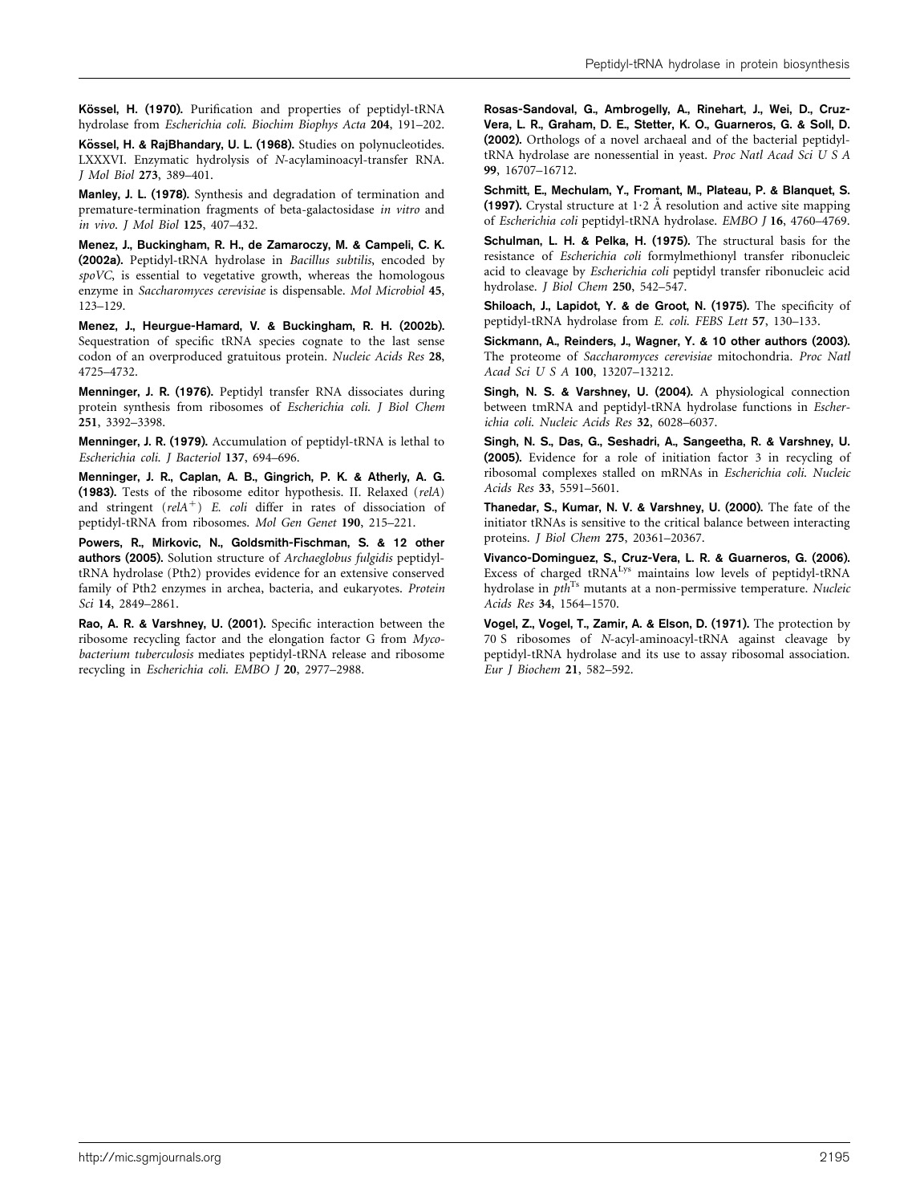**Kössel, H. (1970).** Purification and properties of peptidyl-tRNA hydrolase from *Escherichia coli*. *Biochim Biophys Acta* **204**, 191–202.

**Kössel, H. & RajBhandary, U. L. (1968).** Studies on polynucleotides. LXXXVI. Enzymatic hydrolysis of *N*-acylaminoacyl-transfer RNA. *J Mol Biol* **273**, 389–401.

**Manley, J. L. (1978).** Synthesis and degradation of termination and premature-termination fragments of beta-galactosidase *in vitro* and *in vivo*. *J Mol Biol* **125**, 407–432.

**Menez, J., Buckingham, R. H., de Zamaroczy, M. & Campeli, C. K. (2002a).** Peptidyl-tRNA hydrolase in *Bacillus subtilis*, encoded by *spoVC*, is essential to vegetative growth, whereas the homologous enzyme in *Saccharomyces cerevisiae* is dispensable. *Mol Microbiol* **45**, 123–129.

**Menez, J., Heurgue-Hamard, V. & Buckingham, R. H. (2002b).** Sequestration of specific tRNA species cognate to the last sense codon of an overproduced gratuitous protein. *Nucleic Acids Res* **28**, 4725–4732.

**Menninger, J. R. (1976).** Peptidyl transfer RNA dissociates during protein synthesis from ribosomes of *Escherichia coli*. *J Biol Chem* **251**, 3392–3398.

**Menninger, J. R. (1979).** Accumulation of peptidyl-tRNA is lethal to *Escherichia coli*. *J Bacteriol* **137**, 694–696.

**Menninger, J. R., Caplan, A. B., Gingrich, P. K. & Atherly, A. G. (1983).** Tests of the ribosome editor hypothesis. II. Relaxed (*relA*) and stringent (*relA*$^{+}$) *E. coli* differ in rates of dissociation of peptidyl-tRNA from ribosomes. *Mol Gen Genet* **190**, 215–221.

**Powers, R., Mirkovic, N., Goldsmith-Fischman, S. & 12 other authors (2005).** Solution structure of *Archaeglobus fulgidis* peptidyl-tRNA hydrolase (Pth2) provides evidence for an extensive conserved family of Pth2 enzymes in archea, bacteria, and eukaryotes. *Protein Sci* **14**, 2849–2861.

**Rao, A. R. & Varshney, U. (2001).** Specific interaction between the ribosome recycling factor and the elongation factor G from *Mycobacterium tuberculosis* mediates peptidyl-tRNA release and ribosome recycling in *Escherichia coli*. *EMBO J* **20**, 2977–2988.

**Rosas-Sandoval, G., Ambrogelly, A., Rinehart, J., Wei, D., Cruz-Vera, L. R., Graham, D. E., Stetter, K. O., Guarneros, G. & Soll, D. (2002).** Orthologs of a novel archaeal and of the bacterial peptidyl-tRNA hydrolase are nonessential in yeast. *Proc Natl Acad Sci U S A* **99**, 16707–16712.

**Schmitt, E., Mechulam, Y., Fromant, M., Plateau, P. & Blanquet, S. (1997).** Crystal structure at 1·2 Å resolution and active site mapping of *Escherichia coli* peptidyl-tRNA hydrolase. *EMBO J* **16**, 4760–4769.

**Schulman, L. H. & Pelka, H. (1975).** The structural basis for the resistance of *Escherichia coli* formylmethionyl transfer ribonucleic acid to cleavage by *Escherichia coli* peptidyl transfer ribonucleic acid hydrolase. *J Biol Chem* **250**, 542–547.

**Shiloach, J., Lapidot, Y. & de Groot, N. (1975).** The specificity of peptidyl-tRNA hydrolase from *E. coli*. *FEBS Lett* **57**, 130–133.

**Sickmann, A., Reinders, J., Wagner, Y. & 10 other authors (2003).** The proteome of *Saccharomyces cerevisiae* mitochondria. *Proc Natl Acad Sci U S A* **100**, 13207–13212.

**Singh, N. S. & Varshney, U. (2004).** A physiological connection between tmRNA and peptidyl-tRNA hydrolase functions in *Escherichia coli*. *Nucleic Acids Res* **32**, 6028–6037.

**Singh, N. S., Das, G., Seshadri, A., Sangeetha, R. & Varshney, U. (2005).** Evidence for a role of initiation factor 3 in recycling of ribosomal complexes stalled on mRNAs in *Escherichia coli*. *Nucleic Acids Res* **33**, 5591–5601.

**Thanedar, S., Kumar, N. V. & Varshney, U. (2000).** The fate of the initiator tRNAs is sensitive to the critical balance between interacting proteins. *J Biol Chem* **275**, 20361–20367.

**Vivanco-Dominguez, S., Cruz-Vera, L. R. & Guarneros, G. (2006).** Excess of charged tRNA$^{Lys}$ maintains low levels of peptidyl-tRNA hydrolase in *pth*$^{Ts}$ mutants at a non-permissive temperature. *Nucleic Acids Res* **34**, 1564–1570.

**Vogel, Z., Vogel, T., Zamir, A. & Elson, D. (1971).** The protection by 70 S ribosomes of *N*-acyl-aminoacyl-tRNA against cleavage by peptidyl-tRNA hydrolase and its use to assay ribosomal association. *Eur J Biochem* **21**, 582–592.